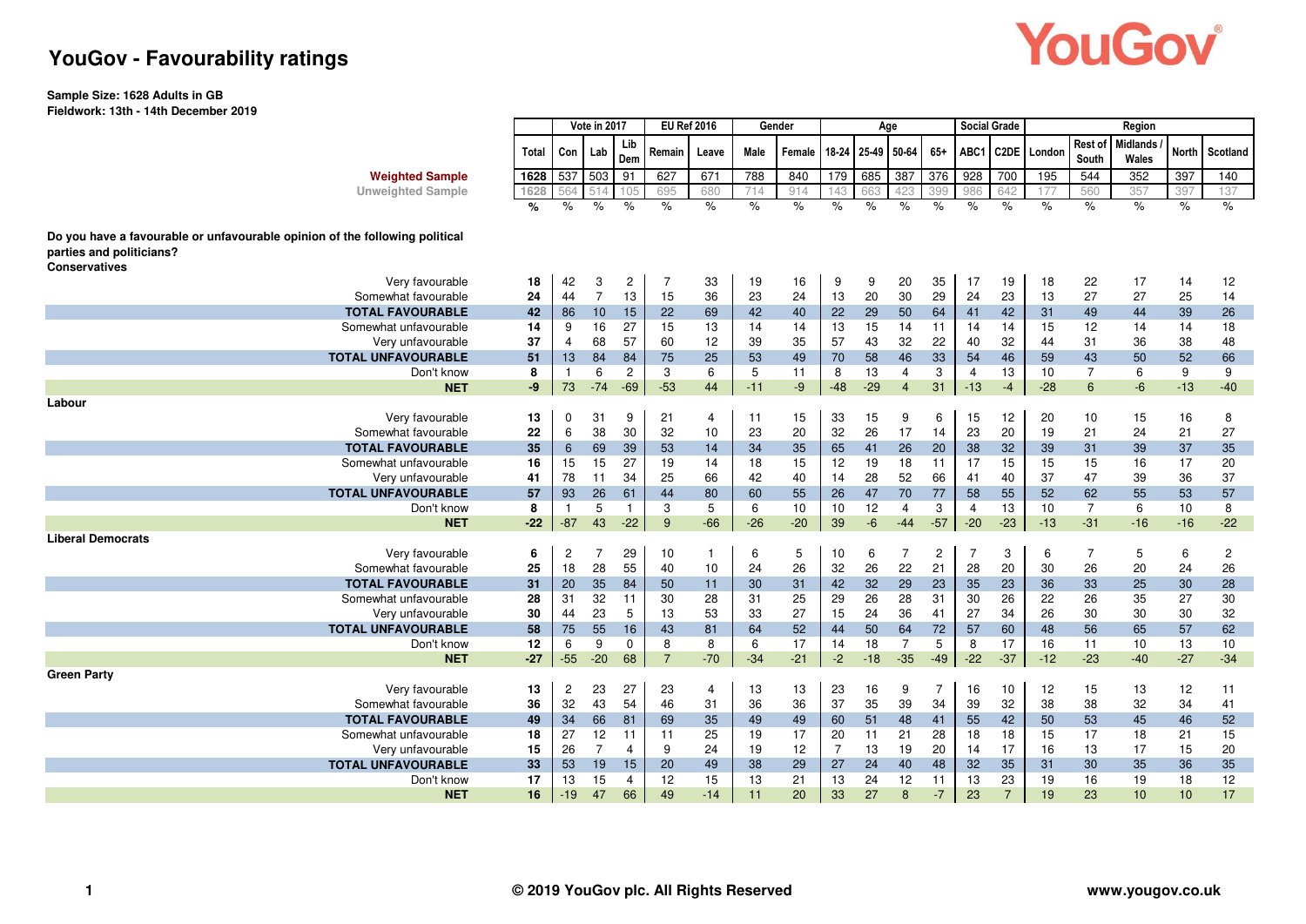# YouGov - Favourability ratings

**Sample Size: 1628 Adults in GB**
**Fieldwork: 13th - 14th December 2019**

| | | Vote in 2017 | | | EU Ref 2016 | | Gender | | Age | | | | Social Grade | | Region | | | | |
|---|---|---|---|---|---|---|---|---|---|---|---|---|---|---|---|---|---|---|---|
| | Total | Con | Lab | Lib Dem | Remain | Leave | Male | Female | 18-24 | 25-49 | 50-64 | 65+ | ABC1 | C2DE | London | Rest of South | Midlands / Wales | North | Scotland |
| **Weighted Sample** | 1628 | 537 | 503 | 91 | 627 | 671 | 788 | 840 | 179 | 685 | 387 | 376 | 928 | 700 | 195 | 544 | 352 | 397 | 140 |
| Unweighted Sample | 1628 | 564 | 514 | 105 | 695 | 680 | 714 | 914 | 143 | 663 | 423 | 399 | 986 | 642 | 177 | 560 | 357 | 397 | 137 |
| | % | % | % | % | % | % | % | % | % | % | % | % | % | % | % | % | % | % | % |
| **Do you have a favourable or unfavourable opinion of the following political parties and politicians?** | | | | | | | | | | | | | | | | | | | |
| **Conservatives** | | | | | | | | | | | | | | | | | | | |
| Very favourable | 18 | 42 | 3 | 2 | 7 | 33 | 19 | 16 | 9 | 9 | 20 | 35 | 17 | 19 | 18 | 22 | 17 | 14 | 12 |
| Somewhat favourable | 24 | 44 | 7 | 13 | 15 | 36 | 23 | 24 | 13 | 20 | 30 | 29 | 24 | 23 | 13 | 27 | 27 | 25 | 14 |
| **TOTAL FAVOURABLE** | 42 | 86 | 10 | 15 | 22 | 69 | 42 | 40 | 22 | 29 | 50 | 64 | 41 | 42 | 31 | 49 | 44 | 39 | 26 |
| Somewhat unfavourable | 14 | 9 | 16 | 27 | 15 | 13 | 14 | 14 | 13 | 15 | 14 | 11 | 14 | 14 | 15 | 12 | 14 | 14 | 18 |
| Very unfavourable | 37 | 4 | 68 | 57 | 60 | 12 | 39 | 35 | 57 | 43 | 32 | 22 | 40 | 32 | 44 | 31 | 36 | 38 | 48 |
| **TOTAL UNFAVOURABLE** | 51 | 13 | 84 | 84 | 75 | 25 | 53 | 49 | 70 | 58 | 46 | 33 | 54 | 46 | 59 | 43 | 50 | 52 | 66 |
| Don't know | 8 | 1 | 6 | 2 | 3 | 6 | 5 | 11 | 8 | 13 | 4 | 3 | 4 | 13 | 10 | 7 | 6 | 9 | 9 |
| **NET** | -9 | 73 | -74 | -69 | -53 | 44 | -11 | -9 | -48 | -29 | 4 | 31 | -13 | -4 | -28 | 6 | -6 | -13 | -40 |
| **Labour** | | | | | | | | | | | | | | | | | | | |
| Very favourable | 13 | 0 | 31 | 9 | 21 | 4 | 11 | 15 | 33 | 15 | 9 | 6 | 15 | 12 | 20 | 10 | 15 | 16 | 8 |
| Somewhat favourable | 22 | 6 | 38 | 30 | 32 | 10 | 23 | 20 | 32 | 26 | 17 | 14 | 23 | 20 | 19 | 21 | 24 | 21 | 27 |
| **TOTAL FAVOURABLE** | 35 | 6 | 69 | 39 | 53 | 14 | 34 | 35 | 65 | 41 | 26 | 20 | 38 | 32 | 39 | 31 | 39 | 37 | 35 |
| Somewhat unfavourable | 16 | 15 | 15 | 27 | 19 | 14 | 18 | 15 | 12 | 19 | 18 | 11 | 17 | 15 | 15 | 15 | 16 | 17 | 20 |
| Very unfavourable | 41 | 78 | 11 | 34 | 25 | 66 | 42 | 40 | 14 | 28 | 52 | 66 | 41 | 40 | 37 | 47 | 39 | 36 | 37 |
| **TOTAL UNFAVOURABLE** | 57 | 93 | 26 | 61 | 44 | 80 | 60 | 55 | 26 | 47 | 70 | 77 | 58 | 55 | 52 | 62 | 55 | 53 | 57 |
| Don't know | 8 | 1 | 5 | 1 | 3 | 5 | 6 | 10 | 10 | 12 | 4 | 3 | 4 | 13 | 10 | 7 | 6 | 10 | 8 |
| **NET** | -22 | -87 | 43 | -22 | 9 | -66 | -26 | -20 | 39 | -6 | -44 | -57 | -20 | -23 | -13 | -31 | -16 | -16 | -22 |
| **Liberal Democrats** | | | | | | | | | | | | | | | | | | | |
| Very favourable | 6 | 2 | 7 | 29 | 10 | 1 | 6 | 5 | 10 | 6 | 7 | 2 | 7 | 3 | 6 | 7 | 5 | 6 | 2 |
| Somewhat favourable | 25 | 18 | 28 | 55 | 40 | 10 | 24 | 26 | 32 | 26 | 22 | 21 | 28 | 20 | 30 | 26 | 20 | 24 | 26 |
| **TOTAL FAVOURABLE** | 31 | 20 | 35 | 84 | 50 | 11 | 30 | 31 | 42 | 32 | 29 | 23 | 35 | 23 | 36 | 33 | 25 | 30 | 28 |
| Somewhat unfavourable | 28 | 31 | 32 | 11 | 30 | 28 | 31 | 25 | 29 | 26 | 28 | 31 | 30 | 26 | 22 | 26 | 35 | 27 | 30 |
| Very unfavourable | 30 | 44 | 23 | 5 | 13 | 53 | 33 | 27 | 15 | 24 | 36 | 41 | 27 | 34 | 26 | 30 | 30 | 30 | 32 |
| **TOTAL UNFAVOURABLE** | 58 | 75 | 55 | 16 | 43 | 81 | 64 | 52 | 44 | 50 | 64 | 72 | 57 | 60 | 48 | 56 | 65 | 57 | 62 |
| Don't know | 12 | 6 | 9 | 0 | 8 | 8 | 6 | 17 | 14 | 18 | 7 | 5 | 8 | 17 | 16 | 11 | 10 | 13 | 10 |
| **NET** | -27 | -55 | -20 | 68 | 7 | -70 | -34 | -21 | -2 | -18 | -35 | -49 | -22 | -37 | -12 | -23 | -40 | -27 | -34 |
| **Green Party** | | | | | | | | | | | | | | | | | | | |
| Very favourable | 13 | 2 | 23 | 27 | 23 | 4 | 13 | 13 | 23 | 16 | 9 | 7 | 16 | 10 | 12 | 15 | 13 | 12 | 11 |
| Somewhat favourable | 36 | 32 | 43 | 54 | 46 | 31 | 36 | 36 | 37 | 35 | 39 | 34 | 39 | 32 | 38 | 38 | 32 | 34 | 41 |
| **TOTAL FAVOURABLE** | 49 | 34 | 66 | 81 | 69 | 35 | 49 | 49 | 60 | 51 | 48 | 41 | 55 | 42 | 50 | 53 | 45 | 46 | 52 |
| Somewhat unfavourable | 18 | 27 | 12 | 11 | 11 | 25 | 19 | 17 | 20 | 11 | 21 | 28 | 18 | 18 | 15 | 17 | 18 | 21 | 15 |
| Very unfavourable | 15 | 26 | 7 | 4 | 9 | 24 | 19 | 12 | 7 | 13 | 19 | 20 | 14 | 17 | 16 | 13 | 17 | 15 | 20 |
| **TOTAL UNFAVOURABLE** | 33 | 53 | 19 | 15 | 20 | 49 | 38 | 29 | 27 | 24 | 40 | 48 | 32 | 35 | 31 | 30 | 35 | 36 | 35 |
| Don't know | 17 | 13 | 15 | 4 | 12 | 15 | 13 | 21 | 13 | 24 | 12 | 11 | 13 | 23 | 19 | 16 | 19 | 18 | 12 |
| **NET** | 16 | -19 | 47 | 66 | 49 | -14 | 11 | 20 | 33 | 27 | 8 | -7 | 23 | 7 | 19 | 23 | 10 | 10 | 17 |

© 2019 YouGov plc. All Rights Reserved    www.yougov.co.uk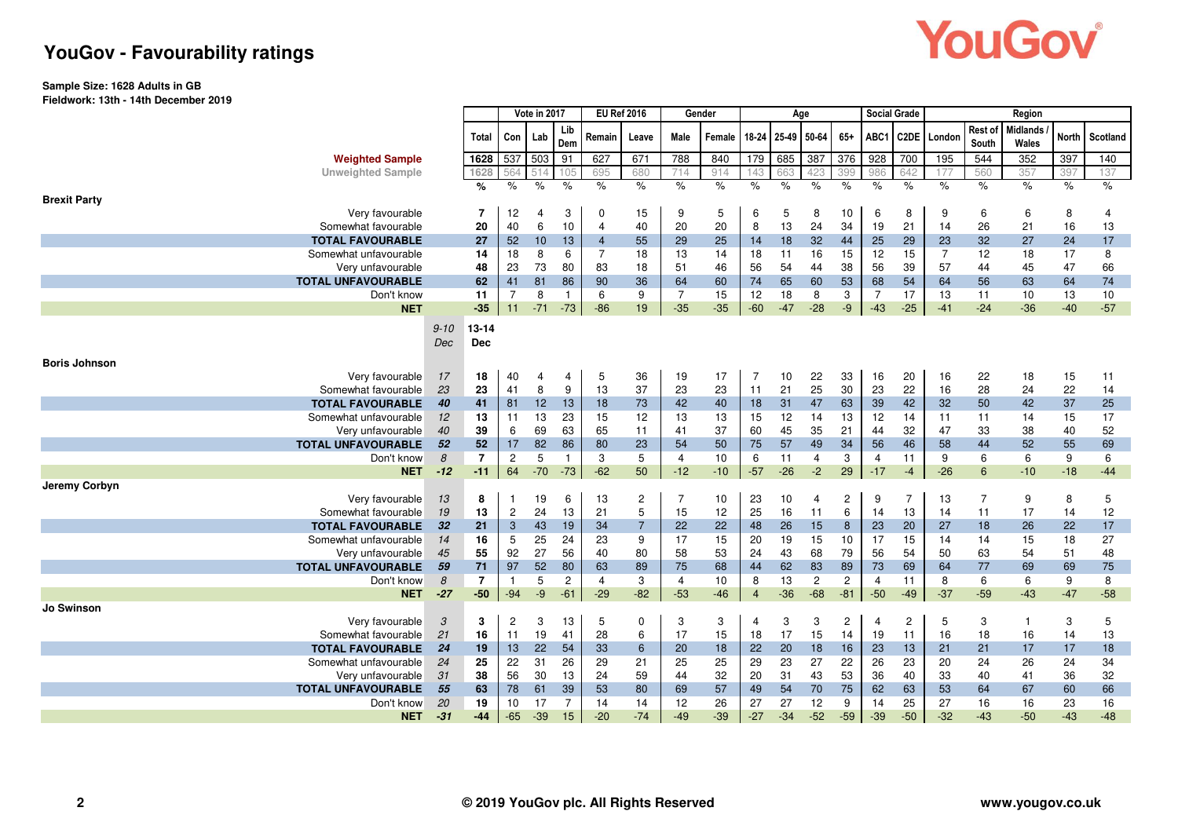# YouGov - Favourability ratings

**Sample Size: 1628 Adults in GB**
**Fieldwork: 13th - 14th December 2019**

| | 9-10 Dec | 13-14 Dec (Total) | Vote in 2017: Con | Lab | Lib Dem | EU Ref 2016: Remain | Leave | Gender: Male | Female | Age: 18-24 | 25-49 | 50-64 | 65+ | Social Grade: ABC1 | C2DE | Region: London | Rest of South | Midlands / Wales | North | Scotland |
|---|---|---|---|---|---|---|---|---|---|---|---|---|---|---|---|---|---|---|---|---|
| **Weighted Sample** | | 1628 | 537 | 503 | 91 | 627 | 671 | 788 | 840 | 179 | 685 | 387 | 376 | 928 | 700 | 195 | 544 | 352 | 397 | 140 |
| Unweighted Sample | | 1628 | 564 | 514 | 105 | 695 | 680 | 714 | 914 | 143 | 663 | 423 | 399 | 986 | 642 | 177 | 560 | 357 | 397 | 137 |
| | | % | % | % | % | % | % | % | % | % | % | % | % | % | % | % | % | % | % | % |
| **Brexit Party** | | | | | | | | | | | | | | | | | | | | |
| Very favourable | | 7 | 12 | 4 | 3 | 0 | 15 | 9 | 5 | 6 | 5 | 8 | 10 | 6 | 8 | 9 | 6 | 6 | 8 | 4 |
| Somewhat favourable | | 20 | 40 | 6 | 10 | 4 | 40 | 20 | 20 | 8 | 13 | 24 | 34 | 19 | 21 | 14 | 26 | 21 | 16 | 13 |
| **TOTAL FAVOURABLE** | | 27 | 52 | 10 | 13 | 4 | 55 | 29 | 25 | 14 | 18 | 32 | 44 | 25 | 29 | 23 | 32 | 27 | 24 | 17 |
| Somewhat unfavourable | | 14 | 18 | 8 | 6 | 7 | 18 | 13 | 14 | 18 | 11 | 16 | 15 | 12 | 15 | 7 | 12 | 18 | 17 | 8 |
| Very unfavourable | | 48 | 23 | 73 | 80 | 83 | 18 | 51 | 46 | 56 | 54 | 44 | 38 | 56 | 39 | 57 | 44 | 45 | 47 | 66 |
| **TOTAL UNFAVOURABLE** | | 62 | 41 | 81 | 86 | 90 | 36 | 64 | 60 | 74 | 65 | 60 | 53 | 68 | 54 | 64 | 56 | 63 | 64 | 74 |
| Don't know | | 11 | 7 | 8 | 1 | 6 | 9 | 7 | 15 | 12 | 18 | 8 | 3 | 7 | 17 | 13 | 11 | 10 | 13 | 10 |
| **NET** | | -35 | 11 | -71 | -73 | -86 | 19 | -35 | -35 | -60 | -47 | -28 | -9 | -43 | -25 | -41 | -24 | -36 | -40 | -57 |
| **Boris Johnson** | | | | | | | | | | | | | | | | | | | | |
| Very favourable | 17 | 18 | 40 | 4 | 4 | 5 | 36 | 19 | 17 | 7 | 10 | 22 | 33 | 16 | 20 | 16 | 22 | 18 | 15 | 11 |
| Somewhat favourable | 23 | 23 | 41 | 8 | 9 | 13 | 37 | 23 | 23 | 11 | 21 | 25 | 30 | 23 | 22 | 16 | 28 | 24 | 22 | 14 |
| **TOTAL FAVOURABLE** | 40 | 41 | 81 | 12 | 13 | 18 | 73 | 42 | 40 | 18 | 31 | 47 | 63 | 39 | 42 | 32 | 50 | 42 | 37 | 25 |
| Somewhat unfavourable | 12 | 13 | 11 | 13 | 23 | 15 | 12 | 13 | 13 | 15 | 12 | 14 | 13 | 12 | 14 | 11 | 11 | 14 | 15 | 17 |
| Very unfavourable | 40 | 39 | 6 | 69 | 63 | 65 | 11 | 41 | 37 | 60 | 45 | 35 | 21 | 44 | 32 | 47 | 33 | 38 | 40 | 52 |
| **TOTAL UNFAVOURABLE** | 52 | 52 | 17 | 82 | 86 | 80 | 23 | 54 | 50 | 75 | 57 | 49 | 34 | 56 | 46 | 58 | 44 | 52 | 55 | 69 |
| Don't know | 8 | 7 | 2 | 5 | 1 | 3 | 5 | 4 | 10 | 6 | 11 | 4 | 3 | 4 | 11 | 9 | 6 | 6 | 9 | 6 |
| **NET** | -12 | -11 | 64 | -70 | -73 | -62 | 50 | -12 | -10 | -57 | -26 | -2 | 29 | -17 | -4 | -26 | 6 | -10 | -18 | -44 |
| **Jeremy Corbyn** | | | | | | | | | | | | | | | | | | | | |
| Very favourable | 13 | 8 | 1 | 19 | 6 | 13 | 2 | 7 | 10 | 23 | 10 | 4 | 2 | 9 | 7 | 13 | 7 | 9 | 8 | 5 |
| Somewhat favourable | 19 | 13 | 2 | 24 | 13 | 21 | 5 | 15 | 12 | 25 | 16 | 11 | 6 | 14 | 13 | 14 | 11 | 17 | 14 | 12 |
| **TOTAL FAVOURABLE** | 32 | 21 | 3 | 43 | 19 | 34 | 7 | 22 | 22 | 48 | 26 | 15 | 8 | 23 | 20 | 27 | 18 | 26 | 22 | 17 |
| Somewhat unfavourable | 14 | 16 | 5 | 25 | 24 | 23 | 9 | 17 | 15 | 20 | 19 | 15 | 10 | 17 | 15 | 14 | 14 | 15 | 18 | 27 |
| Very unfavourable | 45 | 55 | 92 | 27 | 56 | 40 | 80 | 58 | 53 | 24 | 43 | 68 | 79 | 56 | 54 | 50 | 63 | 54 | 51 | 48 |
| **TOTAL UNFAVOURABLE** | 59 | 71 | 97 | 52 | 80 | 63 | 89 | 75 | 68 | 44 | 62 | 83 | 89 | 73 | 69 | 64 | 77 | 69 | 69 | 75 |
| Don't know | 8 | 7 | 1 | 5 | 2 | 4 | 3 | 4 | 10 | 8 | 13 | 2 | 2 | 4 | 11 | 8 | 6 | 6 | 9 | 8 |
| **NET** | -27 | -50 | -94 | -9 | -61 | -29 | -82 | -53 | -46 | 4 | -36 | -68 | -81 | -50 | -49 | -37 | -59 | -43 | -47 | -58 |
| **Jo Swinson** | | | | | | | | | | | | | | | | | | | | |
| Very favourable | 3 | 3 | 2 | 3 | 13 | 5 | 0 | 3 | 3 | 4 | 3 | 3 | 2 | 4 | 2 | 5 | 3 | 1 | 3 | 5 |
| Somewhat favourable | 21 | 16 | 11 | 19 | 41 | 28 | 6 | 17 | 15 | 18 | 17 | 15 | 14 | 19 | 11 | 16 | 18 | 16 | 14 | 13 |
| **TOTAL FAVOURABLE** | 24 | 19 | 13 | 22 | 54 | 33 | 6 | 20 | 18 | 22 | 20 | 18 | 16 | 23 | 13 | 21 | 21 | 17 | 17 | 18 |
| Somewhat unfavourable | 24 | 25 | 22 | 31 | 26 | 29 | 21 | 25 | 25 | 29 | 23 | 27 | 22 | 26 | 23 | 20 | 24 | 26 | 24 | 34 |
| Very unfavourable | 31 | 38 | 56 | 30 | 13 | 24 | 59 | 44 | 32 | 20 | 31 | 43 | 53 | 36 | 40 | 33 | 40 | 41 | 36 | 32 |
| **TOTAL UNFAVOURABLE** | 55 | 63 | 78 | 61 | 39 | 53 | 80 | 69 | 57 | 49 | 54 | 70 | 75 | 62 | 63 | 53 | 64 | 67 | 60 | 66 |
| Don't know | 20 | 19 | 10 | 17 | 7 | 14 | 14 | 12 | 26 | 27 | 27 | 12 | 9 | 14 | 25 | 27 | 16 | 16 | 23 | 16 |
| **NET** | -31 | -44 | -65 | -39 | 15 | -20 | -74 | -49 | -39 | -27 | -34 | -52 | -59 | -39 | -50 | -32 | -43 | -50 | -43 | -48 |

© 2019 YouGov plc. All Rights Reserved — www.yougov.co.uk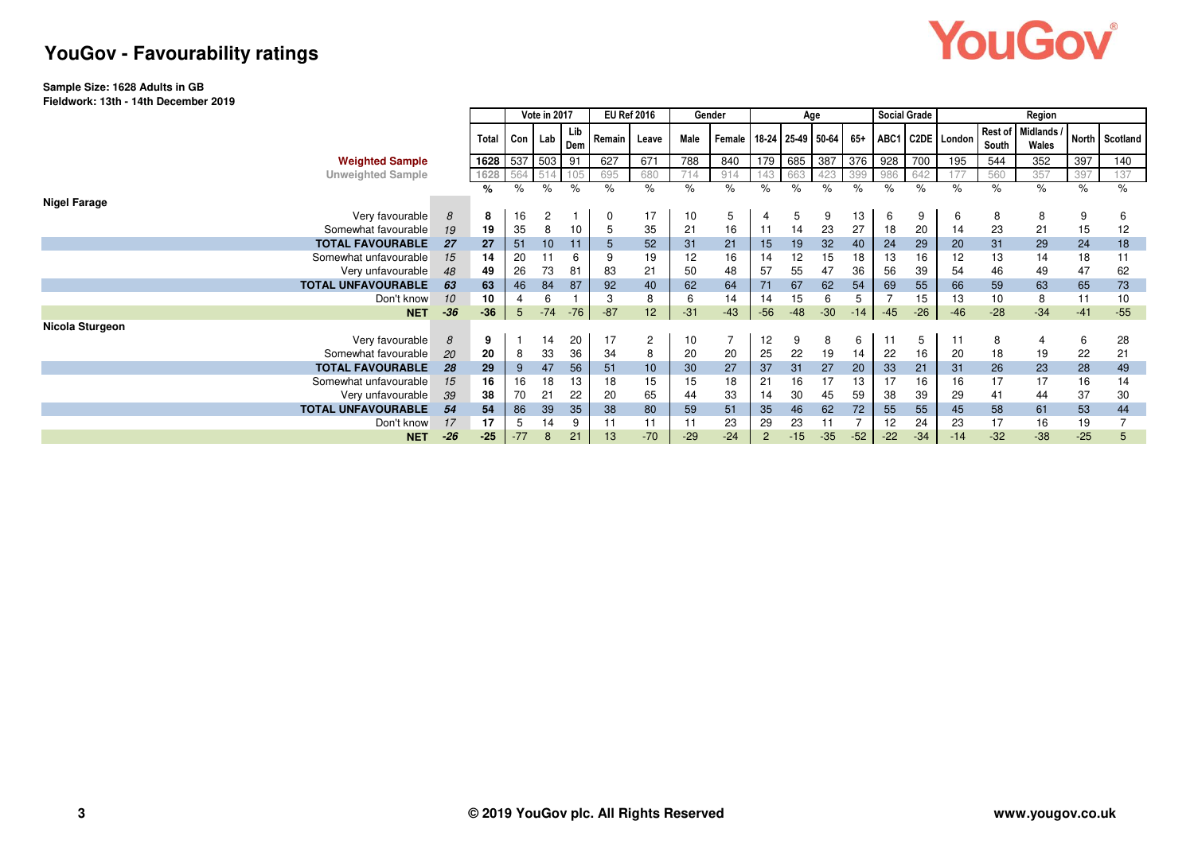# YouGov - Favourability ratings

**Sample Size: 1628 Adults in GB**
**Fieldwork: 13th - 14th December 2019**

| | | Total | Vote in 2017 | | | EU Ref 2016 | | Gender | | Age | | | | Social Grade | | Region | | | | |
|---|---|---|---|---|---|---|---|---|---|---|---|---|---|---|---|---|---|---|---|---|
| | | | Con | Lab | Lib Dem | Remain | Leave | Male | Female | 18-24 | 25-49 | 50-64 | 65+ | ABC1 | C2DE | London | Rest of South | Midlands / Wales | North | Scotland |
| **Weighted Sample** | | 1628 | 537 | 503 | 91 | 627 | 671 | 788 | 840 | 179 | 685 | 387 | 376 | 928 | 700 | 195 | 544 | 352 | 397 | 140 |
| **Unweighted Sample** | | 1628 | 564 | 514 | 105 | 695 | 680 | 714 | 914 | 143 | 663 | 423 | 399 | 986 | 642 | 177 | 560 | 357 | 397 | 137 |
| | | % | % | % | % | % | % | % | % | % | % | % | % | % | % | % | % | % | % | % |
| **Nigel Farage** | | | | | | | | | | | | | | | | | | | | |
| Very favourable | *8* | 8 | 16 | 2 | 1 | 0 | 17 | 10 | 5 | 4 | 5 | 9 | 13 | 6 | 9 | 6 | 8 | 8 | 9 | 6 |
| Somewhat favourable | *19* | 19 | 35 | 8 | 10 | 5 | 35 | 21 | 16 | 11 | 14 | 23 | 27 | 18 | 20 | 14 | 23 | 21 | 15 | 12 |
| **TOTAL FAVOURABLE** | *27* | 27 | 51 | 10 | 11 | 5 | 52 | 31 | 21 | 15 | 19 | 32 | 40 | 24 | 29 | 20 | 31 | 29 | 24 | 18 |
| Somewhat unfavourable | *15* | 14 | 20 | 11 | 6 | 9 | 19 | 12 | 16 | 14 | 12 | 15 | 18 | 13 | 16 | 12 | 13 | 14 | 18 | 11 |
| Very unfavourable | *48* | 49 | 26 | 73 | 81 | 83 | 21 | 50 | 48 | 57 | 55 | 47 | 36 | 56 | 39 | 54 | 46 | 49 | 47 | 62 |
| **TOTAL UNFAVOURABLE** | *63* | 63 | 46 | 84 | 87 | 92 | 40 | 62 | 64 | 71 | 67 | 62 | 54 | 69 | 55 | 66 | 59 | 63 | 65 | 73 |
| Don't know | *10* | 10 | 4 | 6 | 1 | 3 | 8 | 6 | 14 | 14 | 15 | 6 | 5 | 7 | 15 | 13 | 10 | 8 | 11 | 10 |
| **NET** | *-36* | -36 | 5 | -74 | -76 | -87 | 12 | -31 | -43 | -56 | -48 | -30 | -14 | -45 | -26 | -46 | -28 | -34 | -41 | -55 |
| **Nicola Sturgeon** | | | | | | | | | | | | | | | | | | | | |
| Very favourable | *8* | 9 | 1 | 14 | 20 | 17 | 2 | 10 | 7 | 12 | 9 | 8 | 6 | 11 | 5 | 11 | 8 | 4 | 6 | 28 |
| Somewhat favourable | *20* | 20 | 8 | 33 | 36 | 34 | 8 | 20 | 20 | 25 | 22 | 19 | 14 | 22 | 16 | 20 | 18 | 19 | 22 | 21 |
| **TOTAL FAVOURABLE** | *28* | 29 | 9 | 47 | 56 | 51 | 10 | 30 | 27 | 37 | 31 | 27 | 20 | 33 | 21 | 31 | 26 | 23 | 28 | 49 |
| Somewhat unfavourable | *15* | 16 | 16 | 18 | 13 | 18 | 15 | 15 | 18 | 21 | 16 | 17 | 13 | 17 | 16 | 16 | 17 | 17 | 16 | 14 |
| Very unfavourable | *39* | 38 | 70 | 21 | 22 | 20 | 65 | 44 | 33 | 14 | 30 | 45 | 59 | 38 | 39 | 29 | 41 | 44 | 37 | 30 |
| **TOTAL UNFAVOURABLE** | *54* | 54 | 86 | 39 | 35 | 38 | 80 | 59 | 51 | 35 | 46 | 62 | 72 | 55 | 55 | 45 | 58 | 61 | 53 | 44 |
| Don't know | *17* | 17 | 5 | 14 | 9 | 11 | 11 | 11 | 23 | 29 | 23 | 11 | 7 | 12 | 24 | 23 | 17 | 16 | 19 | 7 |
| **NET** | *-26* | -25 | -77 | 8 | 21 | 13 | -70 | -29 | -24 | 2 | -15 | -35 | -52 | -22 | -34 | -14 | -32 | -38 | -25 | 5 |

**© 2019 YouGov plc. All Rights Reserved**